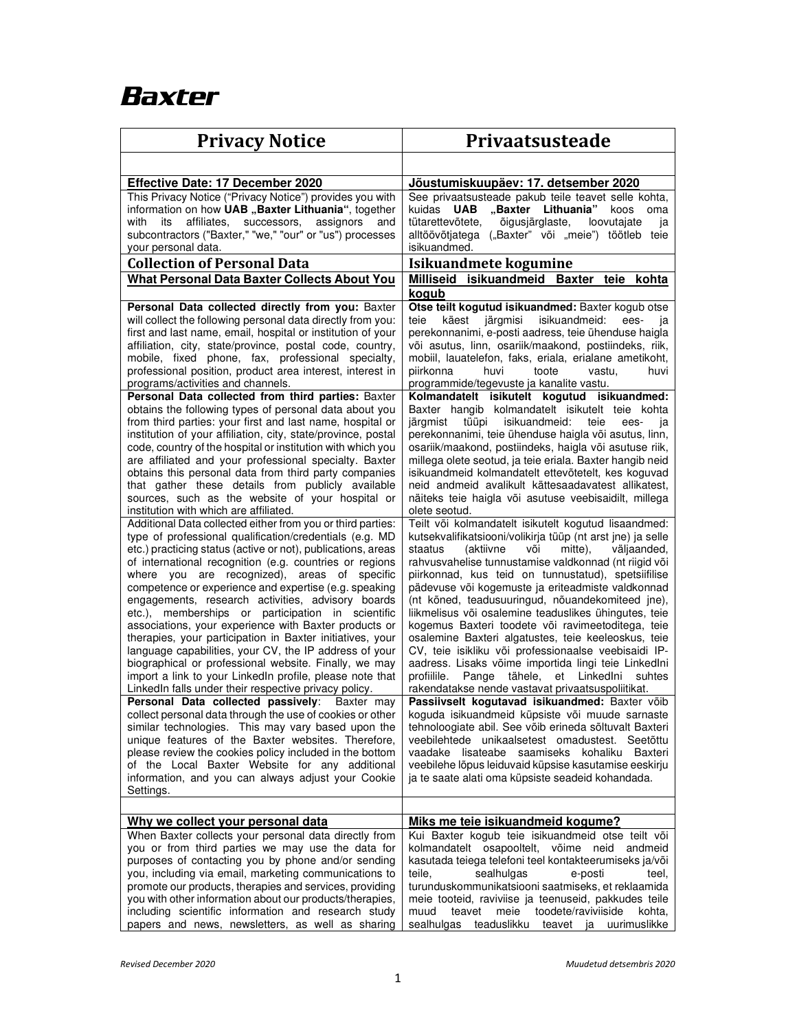**Baxter**

| Privacy Notice | Privaatsusteade |
|---|---|
| | |
| **Effective Date: 17 December 2020** | **Jõustumiskuupäev: 17. detsember 2020** |
| This Privacy Notice ("Privacy Notice") provides you with information on how **UAB „Baxter Lithuania"**, together with its affiliates, successors, assignors and subcontractors ("Baxter," "we," "our" or "us") processes your personal data. | See privaatsusteade pakub teile teavet selle kohta, kuidas **UAB „Baxter Lithuania"** koos oma tütarettevõtete, õigusjärglaste, loovutajate ja alltöövõtjatega („Baxter" või „meie") töötleb teie isikuandmed. |
| **Collection of Personal Data** | **Isikuandmete kogumine** |
| **What Personal Data Baxter Collects About You** | **Milliseid isikuandmeid Baxter teie kohta kogub** |
| **Personal Data collected directly from you:** Baxter will collect the following personal data directly from you: first and last name, email, hospital or institution of your affiliation, city, state/province, postal code, country, mobile, fixed phone, fax, professional specialty, professional position, product area interest, interest in programs/activities and channels. | **Otse teilt kogutud isikuandmed:** Baxter kogub otse teie käest järgmisi isikuandmeid: ees- ja perekonnanimi, e-posti aadress, teie ühenduse haigla või asutus, linn, osariik/maakond, postiindeks, riik, mobiil, lauatelefon, faks, eriala, erialane ametikoht, piirkonna huvi toote vastu, huvi programmide/tegevuste ja kanalite vastu. |
| **Personal Data collected from third parties:** Baxter obtains the following types of personal data about you from third parties: your first and last name, hospital or institution of your affiliation, city, state/province, postal code, country of the hospital or institution with which you are affiliated and your professional specialty. Baxter obtains this personal data from third party companies that gather these details from publicly available sources, such as the website of your hospital or institution with which are affiliated. | **Kolmandatelt isikutelt kogutud isikuandmed:** Baxter hangib kolmandatelt isikutelt teie kohta järgmist tüüpi isikuandmeid: teie ees- ja perekonnanimi, teie ühenduse haigla või asutus, linn, osariik/maakond, postiindeks, haigla või asutuse riik, millega olete seotud, ja teie eriala. Baxter hangib neid isikuandmeid kolmandatelt ettevõtetelt, kes koguvad neid andmeid avalikult kättesaadavatest allikatest, näiteks teie haigla või asutuse veebisaidilt, millega olete seotud. |
| Additional Data collected either from you or third parties: type of professional qualification/credentials (e.g. MD etc.) practicing status (active or not), publications, areas of international recognition (e.g. countries or regions where you are recognized), areas of specific competence or experience and expertise (e.g. speaking engagements, research activities, advisory boards etc.), memberships or participation in scientific associations, your experience with Baxter products or therapies, your participation in Baxter initiatives, your language capabilities, your CV, the IP address of your biographical or professional website. Finally, we may import a link to your LinkedIn profile, please note that LinkedIn falls under their respective privacy policy. | Teilt või kolmandatelt isikutelt kogutud lisaandmed: kutsekvalifikatsiooni/volikirja tüüp (nt arst jne) ja selle staatus (aktiivne või mitte), väljaanded, rahvusvahelise tunnustamise valdkonnad (nt riigid või piirkonnad, kus teid on tunnustatud), spetsiifilise pädevuse või kogemuste ja eriteadmiste valdkonnad (nt kõned, teadusuuringud, nõuandekomiteed jne), liikmelisus või osalemine teaduslikes ühingutes, teie kogemus Baxteri toodete või ravimeetoditega, teie osalemine Baxteri algatustes, teie keeleoskus, teie CV, teie isikliku või professionaalse veebisaidi IP-aadress. Lisaks võime importida lingi teie LinkedIni profiilile. Pange tähele, et LinkedIni suhtes rakendatakse nende vastavat privaatsuspoliitikat. |
| **Personal Data collected passively**: Baxter may collect personal data through the use of cookies or other similar technologies. This may vary based upon the unique features of the Baxter websites. Therefore, please review the cookies policy included in the bottom of the Local Baxter Website for any additional information, and you can always adjust your Cookie Settings. | **Passiivselt kogutavad isikuandmed:** Baxter võib koguda isikuandmeid küpsiste või muude sarnaste tehnoloogiate abil. See võib erineda sõltuvalt Baxteri veebilehtede unikaalsetest omadustest. Seetõttu vaadake lisateabe saamiseks kohaliku Baxteri veebilehe lõpus leiduvaid küpsise kasutamise eeskirju ja te saate alati oma küpsiste seadeid kohandada. |
| | |
| **Why we collect your personal data** | **Miks me teie isikuandmeid kogume?** |
| When Baxter collects your personal data directly from you or from third parties we may use the data for purposes of contacting you by phone and/or sending you, including via email, marketing communications to promote our products, therapies and services, providing you with other information about our products/therapies, including scientific information and research study papers and news, newsletters, as well as sharing | Kui Baxter kogub teie isikuandmeid otse teilt või kolmandatelt osapooltelt, võime neid andmeid kasutada teiega telefoni teel kontakteerumiseks ja/või teile, sealhulgas e-posti teel, turunduskommunikatsiooni saatmiseks, et reklaamida meie tooteid, raviviise ja teenuseid, pakkudes teile muud teavet meie toodete/raviviiside kohta, sealhulgas teaduslikku teavet ja uurimuslikke |

*Revised December 2020* | *Muudetud detsembris 2020*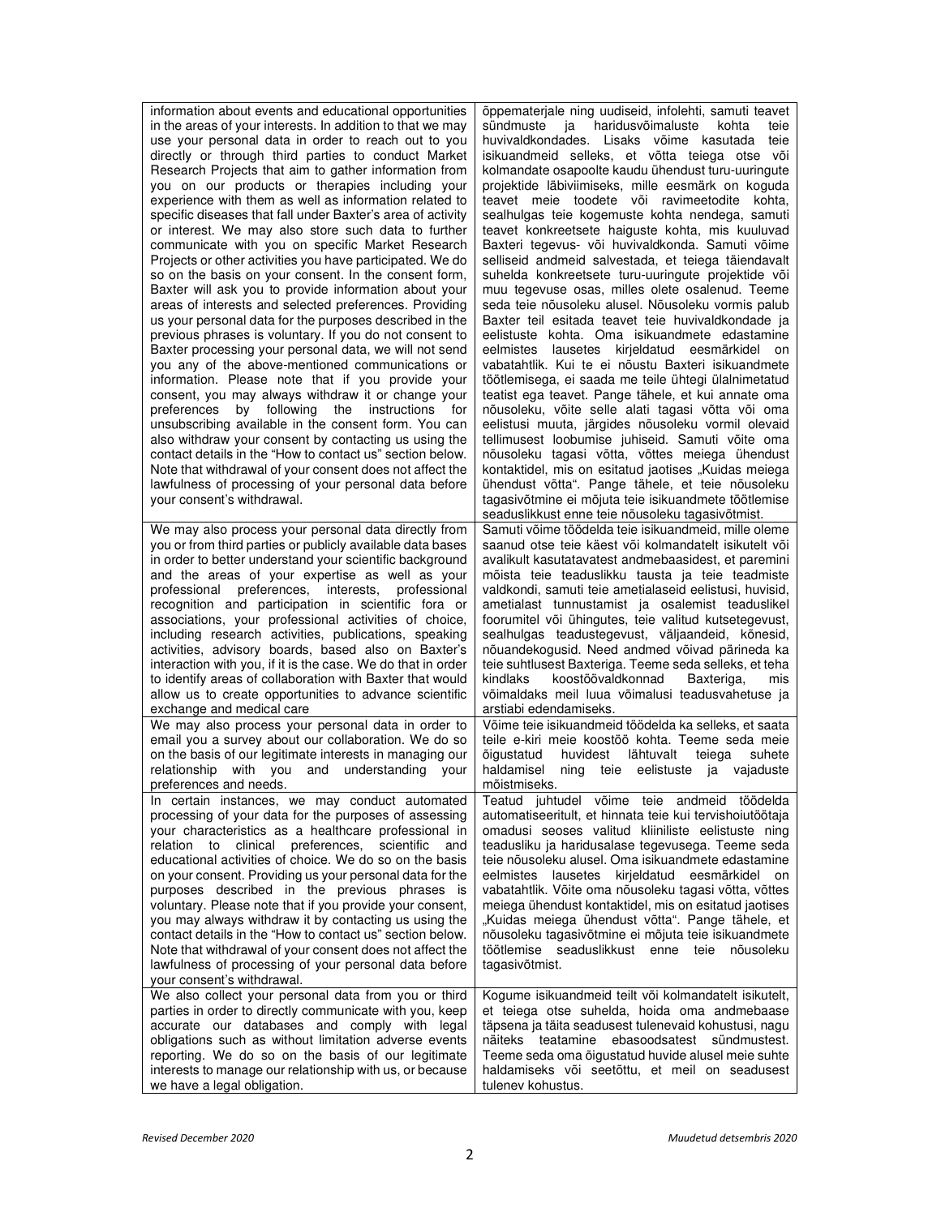| | |
|---|---|
| information about events and educational opportunities in the areas of your interests. In addition to that we may use your personal data in order to reach out to you directly or through third parties to conduct Market Research Projects that aim to gather information from you on our products or therapies including your experience with them as well as information related to specific diseases that fall under Baxter's area of activity or interest. We may also store such data to further communicate with you on specific Market Research Projects or other activities you have participated. We do so on the basis on your consent. In the consent form, Baxter will ask you to provide information about your areas of interests and selected preferences. Providing us your personal data for the purposes described in the previous phrases is voluntary. If you do not consent to Baxter processing your personal data, we will not send you any of the above-mentioned communications or information. Please note that if you provide your consent, you may always withdraw it or change your preferences by following the instructions for unsubscribing available in the consent form. You can also withdraw your consent by contacting us using the contact details in the "How to contact us" section below. Note that withdrawal of your consent does not affect the lawfulness of processing of your personal data before your consent's withdrawal. | õppematerjale ning uudiseid, infolehti, samuti teavet sündmuste ja haridusvõimaluste kohta teie huvivaldkondades. Lisaks võime kasutada teie isikuandmeid selleks, et võtta teiega otse või kolmandate osapoolte kaudu ühendust turu-uuringute projektide läbiviimiseks, mille eesmärk on koguda teavet meie toodete või ravimeetodite kohta, sealhulgas teie kogemuste kohta nendega, samuti teavet konkreetsete haiguste kohta, mis kuuluvad Baxteri tegevus- või huvivaldkonda. Samuti võime selliseid andmeid salvestada, et teiega täiendavalt suhelda konkreetsete turu-uuringute projektide või muu tegevuse osas, milles olete osalenud. Teeme seda teie nõusoleku alusel. Nõusoleku vormis palub Baxter teil esitada teavet teie huvivaldkondade ja eelistuste kohta. Oma isikuandmete edastamine eelmistes lausetes kirjeldatud eesmärkidel on vabatahtlik. Kui te ei nõustu Baxteri isikuandmete töötlemisega, ei saada me teile ühtegi ülalnimetatud teatist ega teavet. Pange tähele, et kui annate oma nõusoleku, võite selle alati tagasi võtta või oma eelistusi muuta, järgides nõusoleku vormil olevaid tellimusest loobumise juhiseid. Samuti võite oma nõusoleku tagasi võtta, võttes meiega ühendust kontaktidel, mis on esitatud jaotises „Kuidas meiega ühendust võtta". Pange tähele, et teie nõusoleku tagasivõtmine ei mõjuta teie isikuandmete töötlemise seaduslikkust enne teie nõusoleku tagasivõtmist. |
| We may also process your personal data directly from you or from third parties or publicly available data bases in order to better understand your scientific background and the areas of your expertise as well as your professional preferences, interests, professional recognition and participation in scientific fora or associations, your professional activities of choice, including research activities, publications, speaking activities, advisory boards, based also on Baxter's interaction with you, if it is the case. We do that in order to identify areas of collaboration with Baxter that would allow us to create opportunities to advance scientific exchange and medical care | Samuti võime töödelda teie isikuandmeid, mille oleme saanud otse teie käest või kolmandatelt isikutelt või avalikult kasutatavatest andmebaasidest, et paremini mõista teie teaduslikku tausta ja teie teadmiste valdkondi, samuti teie ametialaseid eelistusi, huvisid, ametialast tunnustamist ja osalemist teaduslikel foorumitel või ühingutes, teie valitud kutsetegevust, sealhulgas teadustegevust, väljaandeid, kõnesid, nõuandekogusid. Need andmed võivad pärineda ka teie suhtlusest Baxteriga. Teeme seda selleks, et teha kindlaks koostöövaldkonnad Baxteriga, mis võimaldaks meil luua võimalusi teadusvahetuse ja arstiabi edendamiseks. |
| We may also process your personal data in order to email you a survey about our collaboration. We do so on the basis of our legitimate interests in managing our relationship with you and understanding your preferences and needs. | Võime teie isikuandmeid töödelda ka selleks, et saata teile e-kiri meie koostöö kohta. Teeme seda meie õigustatud huvidest lähtuvalt teiega suhete haldamisel ning teie eelistuste ja vajaduste mõistmiseks. |
| In certain instances, we may conduct automated processing of your data for the purposes of assessing your characteristics as a healthcare professional in relation to clinical preferences, scientific and educational activities of choice. We do so on the basis on your consent. Providing us your personal data for the purposes described in the previous phrases is voluntary. Please note that if you provide your consent, you may always withdraw it by contacting us using the contact details in the "How to contact us" section below. Note that withdrawal of your consent does not affect the lawfulness of processing of your personal data before your consent's withdrawal. | Teatud juhtudel võime teie andmeid töödelda automatiseeritult, et hinnata teie kui tervishoiutöötaja omadusi seoses valitud kliiniliste eelistuste ning teadusliku ja haridusalase tegevusega. Teeme seda teie nõusoleku alusel. Oma isikuandmete edastamine eelmistes lausetes kirjeldatud eesmärkidel on vabatahtlik. Võite oma nõusoleku tagasi võtta, võttes meiega ühendust kontaktidel, mis on esitatud jaotises „Kuidas meiega ühendust võtta". Pange tähele, et nõusoleku tagasivõtmine ei mõjuta teie isikuandmete töötlemise seaduslikkust enne teie nõusoleku tagasivõtmist. |
| We also collect your personal data from you or third parties in order to directly communicate with you, keep accurate our databases and comply with legal obligations such as without limitation adverse events reporting. We do so on the basis of our legitimate interests to manage our relationship with us, or because we have a legal obligation. | Kogume isikuandmeid teilt või kolmandatelt isikutelt, et teiega otse suhelda, hoida oma andmebaase täpsena ja täita seadusest tulenevaid kohustusi, nagu näiteks teatamine ebasoodsatest sündmustest. Teeme seda oma õigustatud huvide alusel meie suhte haldamiseks või seetõttu, et meil on seadusest tulenev kohustus. |

*Revised December 2020* *Muudetud detsembris 2020*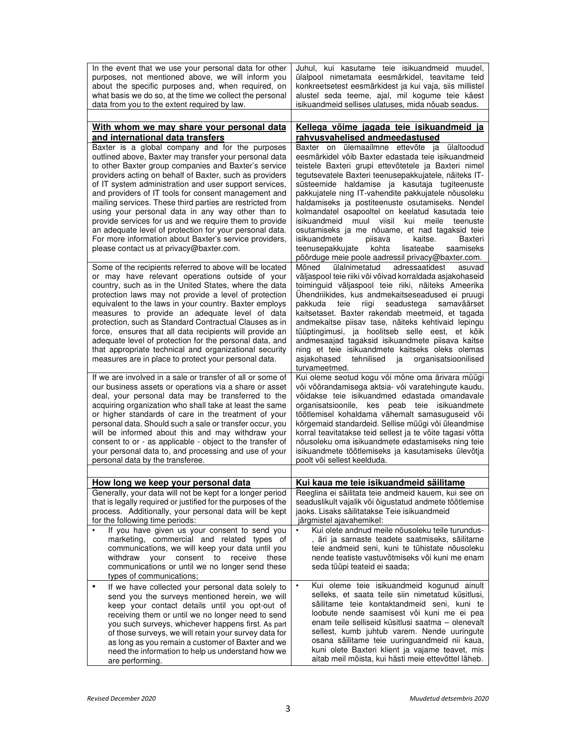| In the event that we use your personal data for other purposes, not mentioned above, we will inform you about the specific purposes and, when required, on what basis we do so, at the time we collect the personal data from you to the extent required by law. | Juhul, kui kasutame teie isikuandmeid muudel, ülalpool nimetamata eesmärkidel, teavitame teid konkreetsetest eesmärkidest ja kui vaja, siis millistel alustel seda teeme, ajal, mil kogume teie käest isikuandmeid sellises ulatuses, mida nõuab seadus. |
|---|---|
| | |
| **With whom we may share your personal data and international data transfers** | **Kellega võime jagada teie isikuandmeid ja rahvusvahelised andmeedastused** |
| Baxter is a global company and for the purposes outlined above, Baxter may transfer your personal data to other Baxter group companies and Baxter's service providers acting on behalf of Baxter, such as providers of IT system administration and user support services, and providers of IT tools for consent management and mailing services. These third parties are restricted from using your personal data in any way other than to provide services for us and we require them to provide an adequate level of protection for your personal data. For more information about Baxter's service providers, please contact us at privacy@baxter.com. | Baxter on ülemaailmne ettevõte ja ülaltoodud eesmärkidel võib Baxter edastada teie isikuandmeid teistele Baxteri grupi ettevõtetele ja Baxteri nimel tegutsevatele Baxteri teenusepakkujatele, näiteks IT-süsteemide haldamise ja kasutaja tugiteenuste pakkujatele ning IT-vahendite pakkujatele nõusoleku haldamiseks ja postiteenuste osutamiseks. Nendel kolmandatel osapooltel on keelatud kasutada teie isikuandmeid muul viisil kui meile teenuste osutamiseks ja me nõuame, et nad tagaksid teie isikuandmete piisava kaitse. Baxteri teenusepakkujate kohta lisateabe saamiseks pöörduge meie poole aadressil privacy@baxter.com. |
| Some of the recipients referred to above will be located or may have relevant operations outside of your country, such as in the United States, where the data protection laws may not provide a level of protection equivalent to the laws in your country. Baxter employs measures to provide an adequate level of data protection, such as Standard Contractual Clauses as in force, ensures that all data recipients will provide an adequate level of protection for the personal data, and that appropriate technical and organizational security measures are in place to protect your personal data. | Mõned ülalnimetatud adressaatidest asuvad väljaspool teie riiki või võivad korraldada asjakohaseid toiminguid väljaspool teie riiki, näiteks Ameerika Ühendriikides, kus andmekaitseseadused ei pruugi pakkuda teie riigi seadustega samaväärset kaitsetaset. Baxter rakendab meetmeid, et tagada andmekaitse piisav tase, näiteks kehtivaid lepingu tüüptingimusi, ja hoolitseb selle eest, et kõik andmesaajad tagaksid isikuandmete piisava kaitse ning et teie isikuandmete kaitseks oleks olemas asjakohased tehnilised ja organisatsioonilised turvameetmed. |
| If we are involved in a sale or transfer of all or some of our business assets or operations via a share or asset deal, your personal data may be transferred to the acquiring organization who shall take at least the same or higher standards of care in the treatment of your personal data. Should such a sale or transfer occur, you will be informed about this and may withdraw your consent to or - as applicable - object to the transfer of your personal data to, and processing and use of your personal data by the transferee. | Kui oleme seotud kogu või mõne oma ärivara müügi või võõrandamisega aktsia- või varatehingute kaudu, võidakse teie isikuandmed edastada omandavale organisatsioonile, kes peab teie isikuandmete töötlemisel kohaldama vähemalt samasuguseid või kõrgemaid standardeid. Sellise müügi või üleandmise korral teavitatakse teid sellest ja te võite tagasi võtta nõusoleku oma isikuandmete edastamiseks ning teie isikuandmete töötlemiseks ja kasutamiseks ülevõtja poolt või sellest keelduda. |
| | |
| **How long we keep your personal data** | **Kui kaua me teie isikuandmeid säilitame** |
| Generally, your data will not be kept for a longer period that is legally required or justified for the purposes of the process. Additionally, your personal data will be kept for the following time periods: | Reeglina ei säilitata teie andmeid kauem, kui see on seaduslikult vajalik või õigustatud andmete töötlemise jaoks. Lisaks säilitatakse Teie isikuandmeid järgmistel ajavahemikel: |
| • If you have given us your consent to send you marketing, commercial and related types of communications, we will keep your data until you withdraw your consent to receive these communications or until we no longer send these types of communications; | • Kui olete andnud meile nõusoleku teile turundus-, äri ja sarnaste teadete saatmiseks, säilitame teie andmeid seni, kuni te tühistate nõusoleku nende teatiste vastuvõtmiseks või kuni me enam seda tüüpi teateid ei saada; |
| • If we have collected your personal data solely to send you the surveys mentioned herein, we will keep your contact details until you opt-out of receiving them or until we no longer need to send you such surveys, whichever happens first. As part of those surveys, we will retain your survey data for as long as you remain a customer of Baxter and we need the information to help us understand how we are performing. | • Kui oleme teie isikuandmeid kogunud ainult selleks, et saata teile siin nimetatud küsitlusi, säilitame teie kontaktandmeid seni, kuni te loobute nende saamisest või kuni me ei pea enam teile selliseid küsitlusi saatma – olenevalt sellest, kumb juhtub varem. Nende uuringute osana säilitame teie uuringuandmeid nii kaua, kuni olete Baxteri klient ja vajame teavet, mis aitab meil mõista, kui hästi meie ettevõttel läheb. |

*Revised December 2020* | *Muudetud detsembris 2020*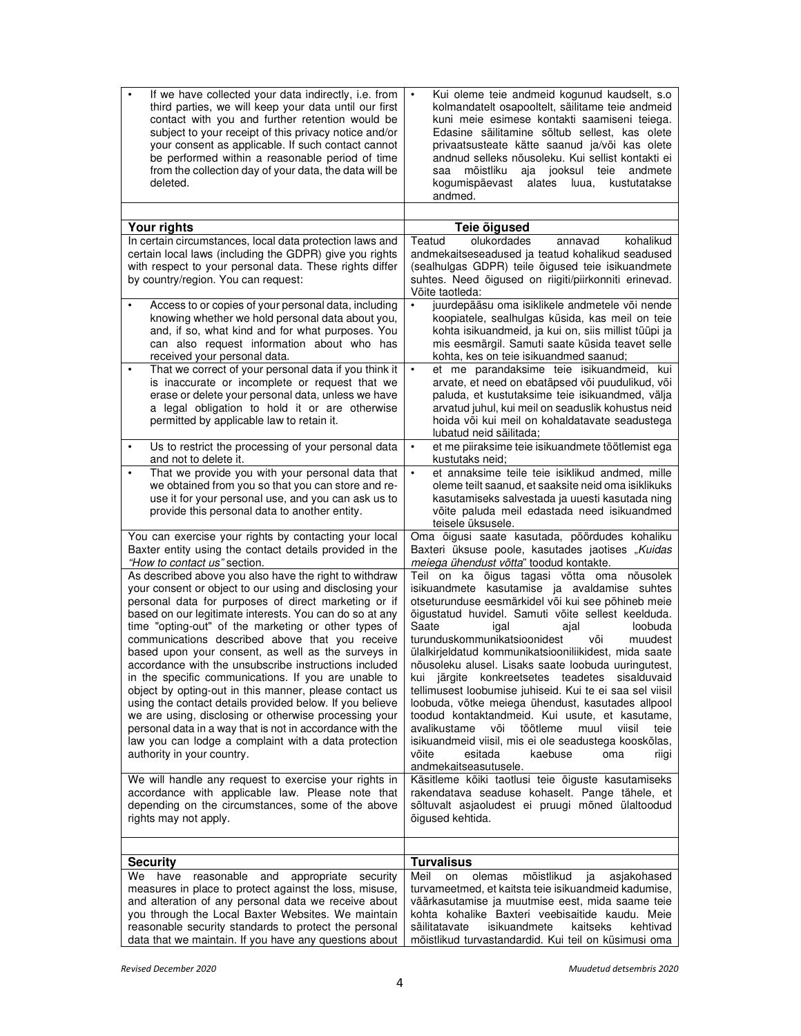| English | Estonian |
|---|---|
| • If we have collected your data indirectly, i.e. from third parties, we will keep your data until our first contact with you and further retention would be subject to your receipt of this privacy notice and/or your consent as applicable. If such contact cannot be performed within a reasonable period of time from the collection day of your data, the data will be deleted. | • Kui oleme teie andmeid kogunud kaudselt, s.o kolmandatelt osapooltelt, säilitame teie andmeid kuni meie esimese kontakti saamiseni teiega. Edasine säilitamine sõltub sellest, kas olete privaatsusteate kätte saanud ja/või kas olete andnud selleks nõusoleku. Kui sellist kontakti ei saa mõistliku aja jooksul teie andmete kogumispäevast alates luua, kustutatakse andmed. |
| | |
| **Your rights** | **Teie õigused** |
| In certain circumstances, local data protection laws and certain local laws (including the GDPR) give you rights with respect to your personal data. These rights differ by country/region. You can request: | Teatud olukordades annavad kohalikud andmekaitseseadused ja teatud kohalikud seadused (sealhulgas GDPR) teile õigused teie isikuandmete suhtes. Need õigused on riigiti/piirkonniti erinevad. Võite taotleda: |
| • Access to or copies of your personal data, including knowing whether we hold personal data about you, and, if so, what kind and for what purposes. You can also request information about who has received your personal data. | • juurdepääsu oma isiklikele andmetele või nende koopiatele, sealhulgas küsida, kas meil on teie kohta isikuandmeid, ja kui on, siis millist tüüpi ja mis eesmärgil. Samuti saate küsida teavet selle kohta, kes on teie isikuandmed saanud; |
| • That we correct of your personal data if you think it is inaccurate or incomplete or request that we erase or delete your personal data, unless we have a legal obligation to hold it or are otherwise permitted by applicable law to retain it. | • et me parandaksime teie isikuandmeid, kui arvate, et need on ebatäpsed või puudulikud, või paluda, et kustutaksime teie isikuandmed, välja arvatud juhul, kui meil on seaduslik kohustus neid hoida või kui meil on kohaldatavate seadustega lubatud neid säilitada; |
| • Us to restrict the processing of your personal data and not to delete it. | • et me piiraksime teie isikuandmete töötlemist ega kustutaks neid; |
| • That we provide you with your personal data that we obtained from you so that you can store and re-use it for your personal use, and you can ask us to provide this personal data to another entity. | • et annaksime teile teie isiklikud andmed, mille oleme teilt saanud, et saaksite neid oma isiklikuks kasutamiseks salvestada ja uuesti kasutada ning võite paluda meil edastada need isikuandmed teisele üksusele. |
| You can exercise your rights by contacting your local Baxter entity using the contact details provided in the *"How to contact us"* section. | Oma õigusi saate kasutada, pöördudes kohaliku Baxteri üksuse poole, kasutades jaotises „*Kuidas meiega ühendust võtta*" toodud kontakte. |
| As described above you also have the right to withdraw your consent or object to our using and disclosing your personal data for purposes of direct marketing or if based on our legitimate interests. You can do so at any time "opting-out" of the marketing or other types of communications described above that you receive based upon your consent, as well as the surveys in accordance with the unsubscribe instructions included in the specific communications. If you are unable to object by opting-out in this manner, please contact us using the contact details provided below. If you believe we are using, disclosing or otherwise processing your personal data in a way that is not in accordance with the law you can lodge a complaint with a data protection authority in your country. | Teil on ka õigus tagasi võtta oma nõusolek isikuandmete kasutamise ja avaldamise suhtes otseturunduse eesmärkidel või kui see põhineb meie õigustatud huvidel. Samuti võite sellest keelduda. Saate igal ajal loobuda turunduskommunikatsioonidest või muudest ülalkirjeldatud kommunikatsiooniliikidest, mida saate nõusoleku alusel. Lisaks saate loobuda uuringutest, kui järgite konkreetsetes teadetes sisalduvaid tellimusest loobumise juhiseid. Kui te ei saa sel viisil loobuda, võtke meiega ühendust, kasutades allpool toodud kontaktandmeid. Kui usute, et kasutame, avalikustame või töötleme muul viisil teie isikuandmeid viisil, mis ei ole seadustega kooskõlas, võite esitada kaebuse oma riigi andmekaitseasutusele. |
| We will handle any request to exercise your rights in accordance with applicable law. Please note that depending on the circumstances, some of the above rights may not apply. | Käsitleme kõiki taotlusi teie õiguste kasutamiseks rakendatava seaduse kohaselt. Pange tähele, et sõltuvalt asjaoludest ei pruugi mõned ülaltoodud õigused kehtida. |
| | |
| **Security** | **Turvalisus** |
| We have reasonable and appropriate security measures in place to protect against the loss, misuse, and alteration of any personal data we receive about you through the Local Baxter Websites. We maintain reasonable security standards to protect the personal data that we maintain. If you have any questions about | Meil on olemas mõistlikud ja asjakohased turvameetmed, et kaitsta teie isikuandmeid kadumise, väärkasutamise ja muutmise eest, mida saame teie kohta kohalike Baxteri veebisaitide kaudu. Meie säilitatavate isikuandmete kaitseks kehtivad mõistlikud turvastandardid. Kui teil on küsimusi oma |

*Revised December 2020* | *Muudetud detsembris 2020*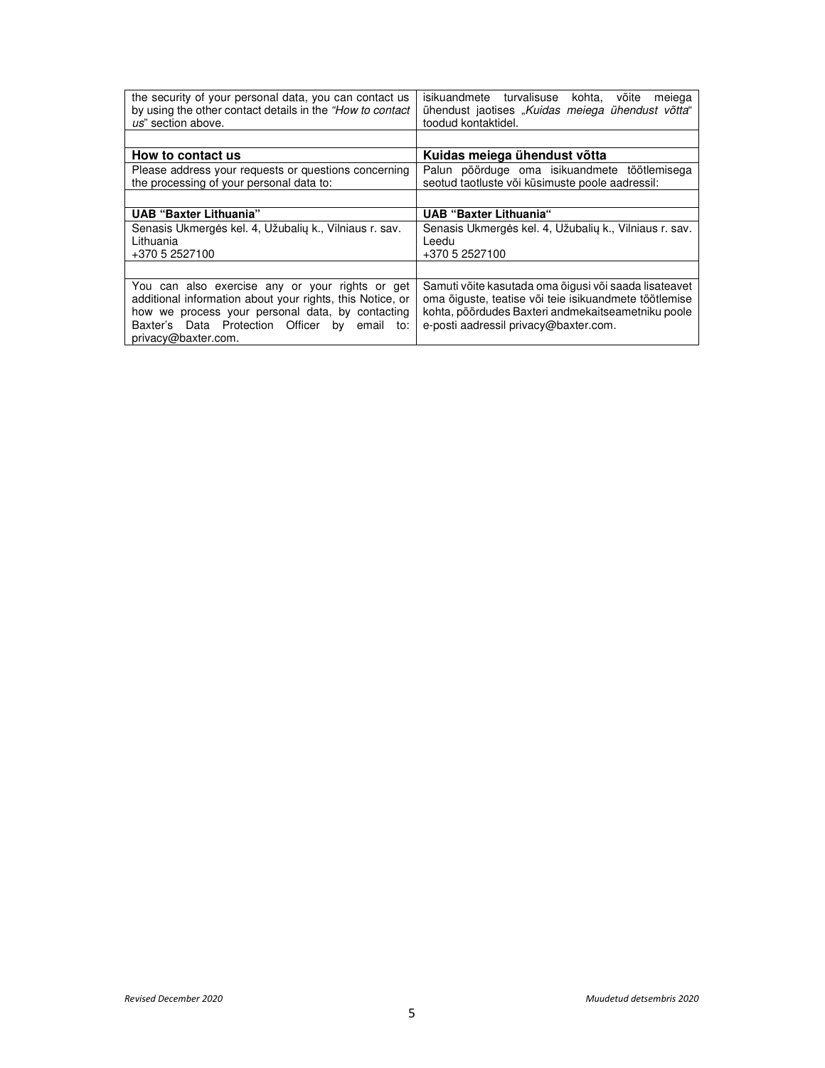| | |
|---|---|
| the security of your personal data, you can contact us by using the other contact details in the *"How to contact us"* section above. | isikuandmete turvalisuse kohta, võite meiega ühendust jaotises „*Kuidas meiega ühendust võtta*" toodud kontaktidel. |
| | |
| **How to contact us** | **Kuidas meiega ühendust võtta** |
| Please address your requests or questions concerning the processing of your personal data to: | Palun pöörduge oma isikuandmete töötlemisega seotud taotluste või küsimuste poole aadressil: |
| | |
| **UAB "Baxter Lithuania"** | **UAB "Baxter Lithuania"** |
| Senasis Ukmergės kel. 4, Užubalių k., Vilniaus r. sav.<br>Lithuania<br>+370 5 2527100 | Senasis Ukmergės kel. 4, Užubalių k., Vilniaus r. sav.<br>Leedu<br>+370 5 2527100 |
| | |
| You can also exercise any or your rights or get additional information about your rights, this Notice, or how we process your personal data, by contacting Baxter's Data Protection Officer by email to: privacy@baxter.com. | Samuti võite kasutada oma õigusi või saada lisateavet oma õiguste, teatise või teie isikuandmete töötlemise kohta, pöördudes Baxteri andmekaitseametniku poole e-posti aadressil privacy@baxter.com. |

*Revised December 2020* — *Muudetud detsembris 2020*